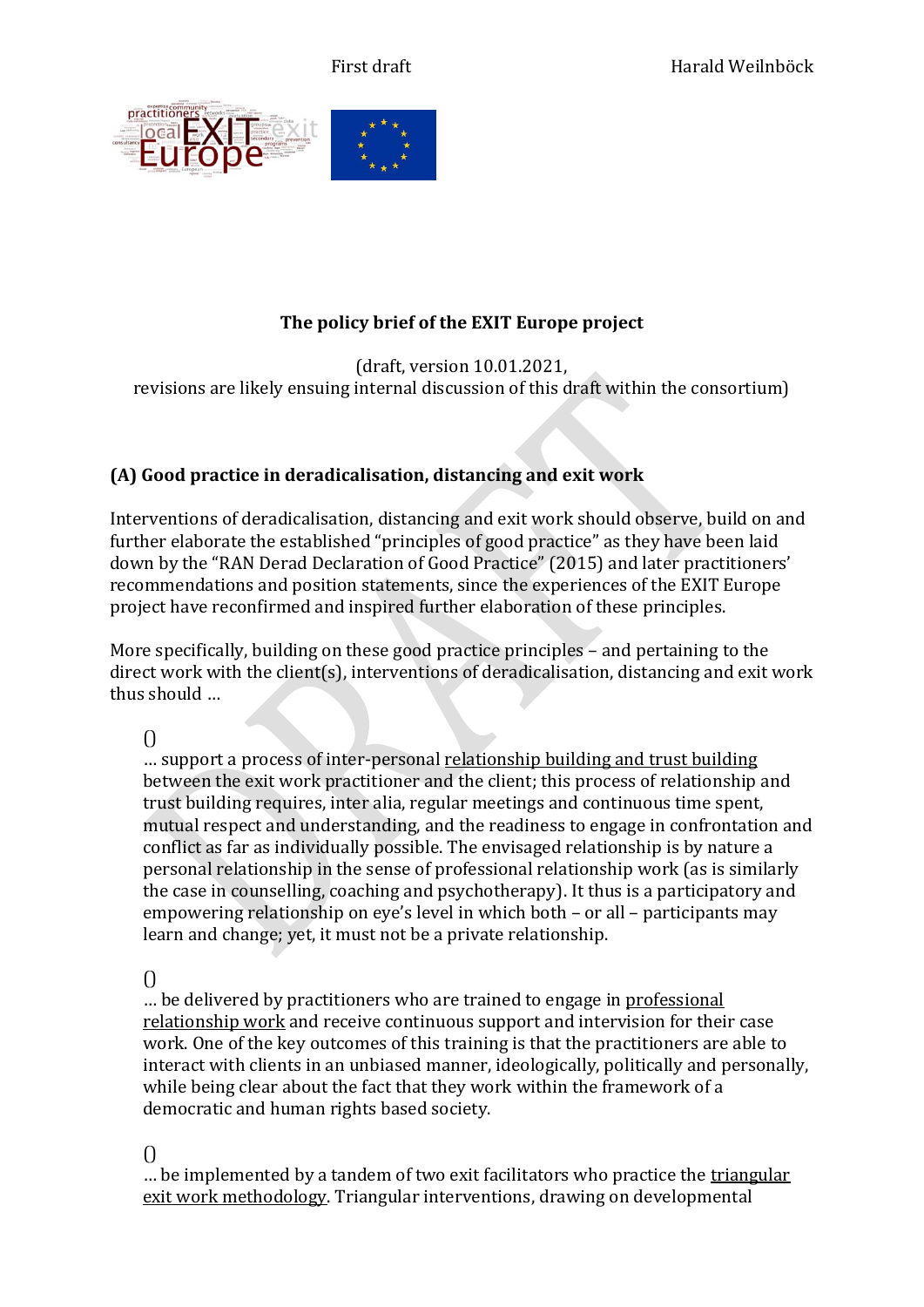First draft Harald Weilnböck

**The policy brief of the EXIT Europe project**

(draft, version 10.01.2021,
revisions are likely ensuing internal discussion of this draft within the consortium)

## (A) Good practice in deradicalisation, distancing and exit work

Interventions of deradicalisation, distancing and exit work should observe, build on and further elaborate the established "principles of good practice" as they have been laid down by the "RAN Derad Declaration of Good Practice" (2015) and later practitioners' recommendations and position statements, since the experiences of the EXIT Europe project have reconfirmed and inspired further elaboration of these principles.

More specifically, building on these good practice principles – and pertaining to the direct work with the client(s), interventions of deradicalisation, distancing and exit work thus should …

()
… support a process of inter-personal relationship building and trust building between the exit work practitioner and the client; this process of relationship and trust building requires, inter alia, regular meetings and continuous time spent, mutual respect and understanding, and the readiness to engage in confrontation and conflict as far as individually possible. The envisaged relationship is by nature a personal relationship in the sense of professional relationship work (as is similarly the case in counselling, coaching and psychotherapy). It thus is a participatory and empowering relationship on eye's level in which both – or all – participants may learn and change; yet, it must not be a private relationship.

()
… be delivered by practitioners who are trained to engage in professional relationship work and receive continuous support and intervision for their case work. One of the key outcomes of this training is that the practitioners are able to interact with clients in an unbiased manner, ideologically, politically and personally, while being clear about the fact that they work within the framework of a democratic and human rights based society.

()
… be implemented by a tandem of two exit facilitators who practice the triangular exit work methodology. Triangular interventions, drawing on developmental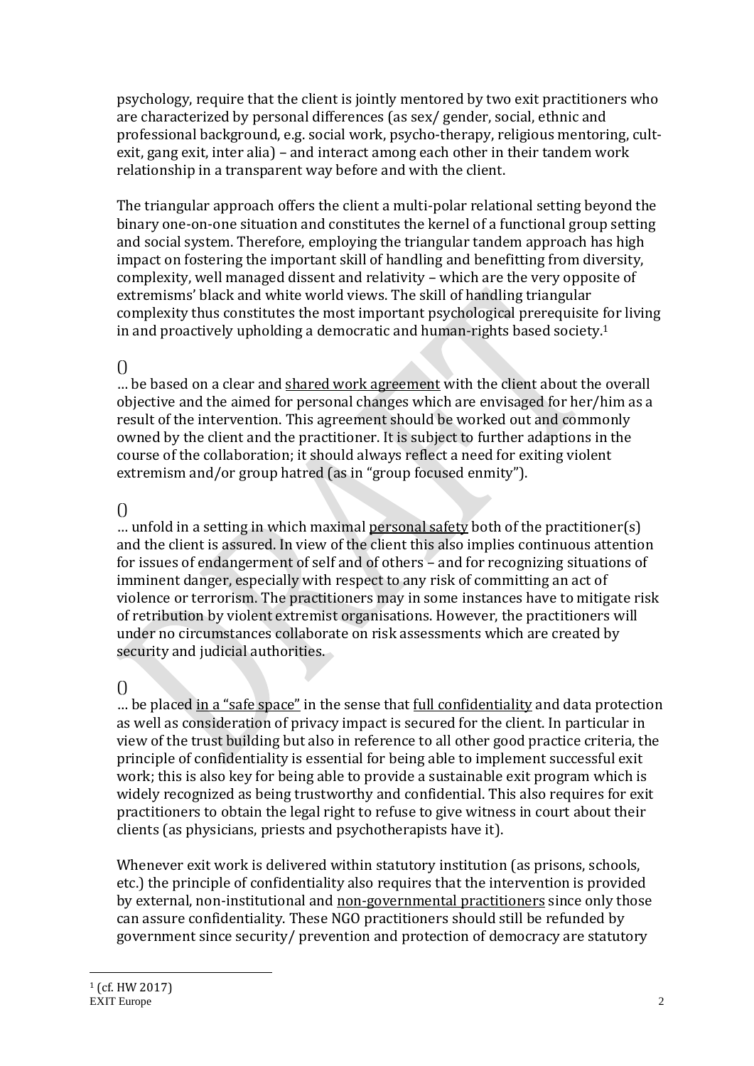psychology, require that the client is jointly mentored by two exit practitioners who are characterized by personal differences (as sex/ gender, social, ethnic and professional background, e.g. social work, psycho-therapy, religious mentoring, cult-exit, gang exit, inter alia) – and interact among each other in their tandem work relationship in a transparent way before and with the client.

The triangular approach offers the client a multi-polar relational setting beyond the binary one-on-one situation and constitutes the kernel of a functional group setting and social system. Therefore, employing the triangular tandem approach has high impact on fostering the important skill of handling and benefitting from diversity, complexity, well managed dissent and relativity – which are the very opposite of extremisms' black and white world views. The skill of handling triangular complexity thus constitutes the most important psychological prerequisite for living in and proactively upholding a democratic and human-rights based society.[1]

()
… be based on a clear and shared work agreement with the client about the overall objective and the aimed for personal changes which are envisaged for her/him as a result of the intervention. This agreement should be worked out and commonly owned by the client and the practitioner. It is subject to further adaptions in the course of the collaboration; it should always reflect a need for exiting violent extremism and/or group hatred (as in "group focused enmity").

()
… unfold in a setting in which maximal personal safety both of the practitioner(s) and the client is assured. In view of the client this also implies continuous attention for issues of endangerment of self and of others – and for recognizing situations of imminent danger, especially with respect to any risk of committing an act of violence or terrorism. The practitioners may in some instances have to mitigate risk of retribution by violent extremist organisations. However, the practitioners will under no circumstances collaborate on risk assessments which are created by security and judicial authorities.

()
… be placed in a "safe space" in the sense that full confidentiality and data protection as well as consideration of privacy impact is secured for the client. In particular in view of the trust building but also in reference to all other good practice criteria, the principle of confidentiality is essential for being able to implement successful exit work; this is also key for being able to provide a sustainable exit program which is widely recognized as being trustworthy and confidential. This also requires for exit practitioners to obtain the legal right to refuse to give witness in court about their clients (as physicians, priests and psychotherapists have it).

Whenever exit work is delivered within statutory institution (as prisons, schools, etc.) the principle of confidentiality also requires that the intervention is provided by external, non-institutional and non-governmental practitioners since only those can assure confidentiality. These NGO practitioners should still be refunded by government since security/ prevention and protection of democracy are statutory

[1] (cf. HW 2017)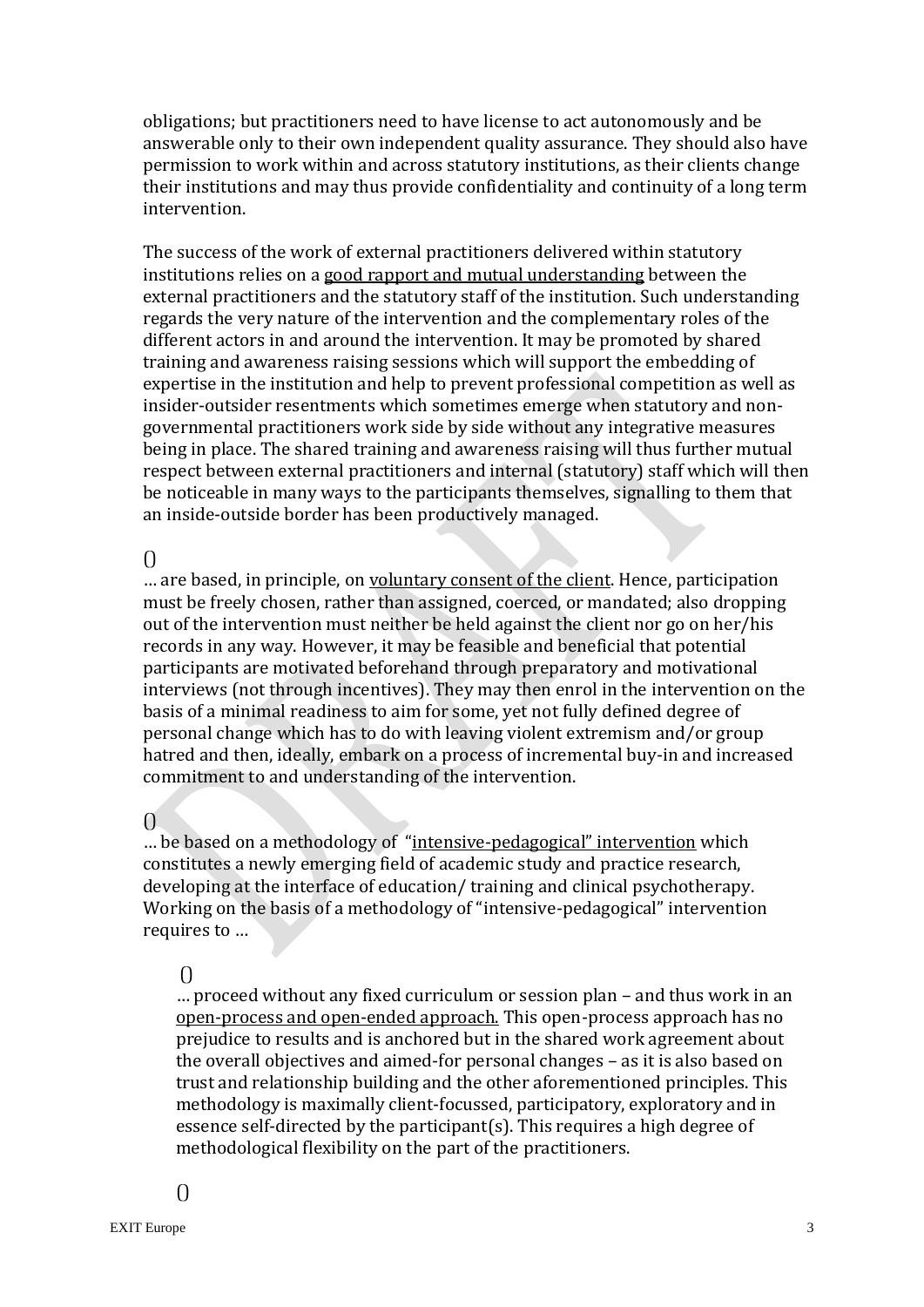obligations; but practitioners need to have license to act autonomously and be answerable only to their own independent quality assurance. They should also have permission to work within and across statutory institutions, as their clients change their institutions and may thus provide confidentiality and continuity of a long term intervention.

The success of the work of external practitioners delivered within statutory institutions relies on a <u>good rapport and mutual understanding</u> between the external practitioners and the statutory staff of the institution. Such understanding regards the very nature of the intervention and the complementary roles of the different actors in and around the intervention. It may be promoted by shared training and awareness raising sessions which will support the embedding of expertise in the institution and help to prevent professional competition as well as insider-outsider resentments which sometimes emerge when statutory and non-governmental practitioners work side by side without any integrative measures being in place. The shared training and awareness raising will thus further mutual respect between external practitioners and internal (statutory) staff which will then be noticeable in many ways to the participants themselves, signalling to them that an inside-outside border has been productively managed.

()

… are based, in principle, on <u>voluntary consent of the client</u>. Hence, participation must be freely chosen, rather than assigned, coerced, or mandated; also dropping out of the intervention must neither be held against the client nor go on her/his records in any way. However, it may be feasible and beneficial that potential participants are motivated beforehand through preparatory and motivational interviews (not through incentives). They may then enrol in the intervention on the basis of a minimal readiness to aim for some, yet not fully defined degree of personal change which has to do with leaving violent extremism and/or group hatred and then, ideally, embark on a process of incremental buy-in and increased commitment to and understanding of the intervention.

()

… be based on a methodology of "<u>intensive-pedagogical" intervention</u> which constitutes a newly emerging field of academic study and practice research, developing at the interface of education/ training and clinical psychotherapy. Working on the basis of a methodology of "intensive-pedagogical" intervention requires to …

> ()
>
> … proceed without any fixed curriculum or session plan – and thus work in an <u>open-process and open-ended approach.</u> This open-process approach has no prejudice to results and is anchored but in the shared work agreement about the overall objectives and aimed-for personal changes – as it is also based on trust and relationship building and the other aforementioned principles. This methodology is maximally client-focussed, participatory, exploratory and in essence self-directed by the participant(s). This requires a high degree of methodological flexibility on the part of the practitioners.
>
> ()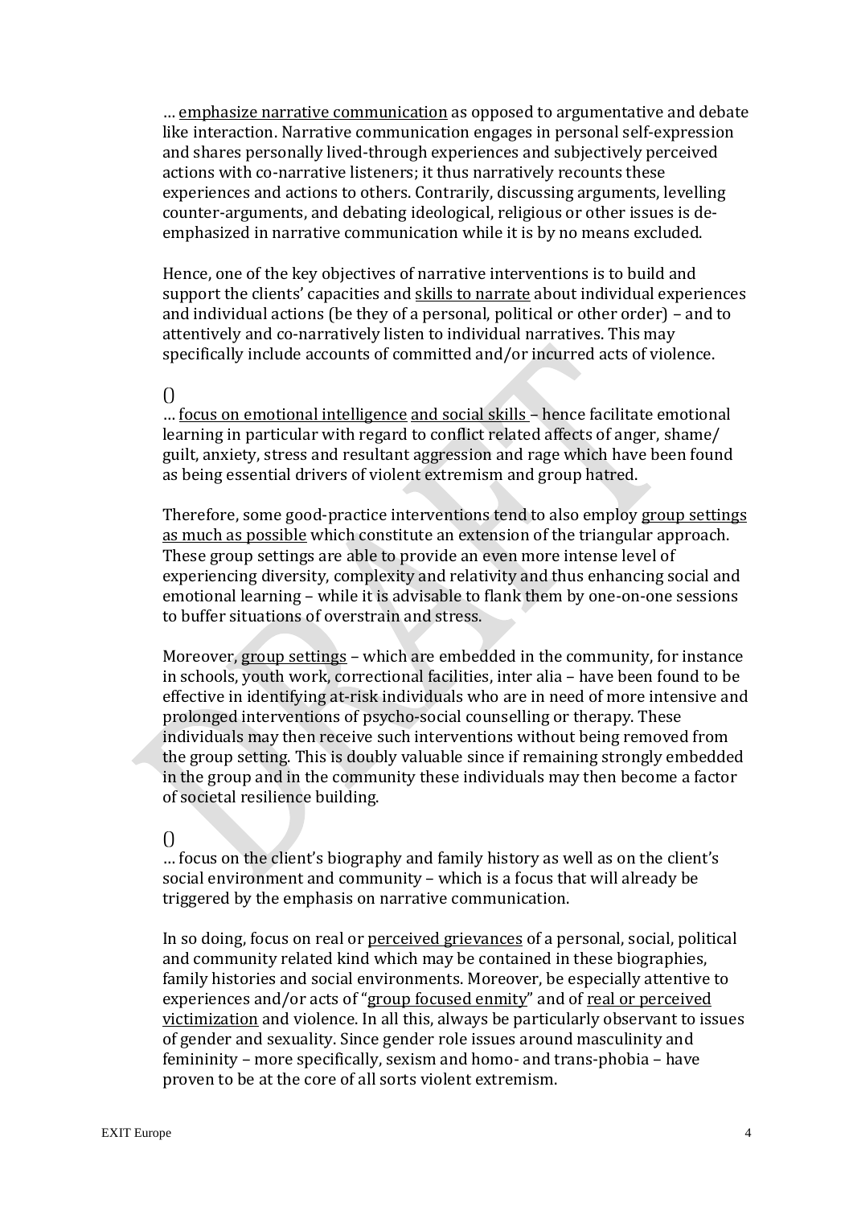… <u>emphasize narrative communication</u> as opposed to argumentative and debate like interaction. Narrative communication engages in personal self-expression and shares personally lived-through experiences and subjectively perceived actions with co-narrative listeners; it thus narratively recounts these experiences and actions to others. Contrarily, discussing arguments, levelling counter-arguments, and debating ideological, religious or other issues is de-emphasized in narrative communication while it is by no means excluded.

Hence, one of the key objectives of narrative interventions is to build and support the clients' capacities and <u>skills to narrate</u> about individual experiences and individual actions (be they of a personal, political or other order) – and to attentively and co-narratively listen to individual narratives. This may specifically include accounts of committed and/or incurred acts of violence.

()
… <u>focus on emotional intelligence</u> <u>and social skills</u> – hence facilitate emotional learning in particular with regard to conflict related affects of anger, shame/ guilt, anxiety, stress and resultant aggression and rage which have been found as being essential drivers of violent extremism and group hatred.

Therefore, some good-practice interventions tend to also employ <u>group settings as much as possible</u> which constitute an extension of the triangular approach. These group settings are able to provide an even more intense level of experiencing diversity, complexity and relativity and thus enhancing social and emotional learning – while it is advisable to flank them by one-on-one sessions to buffer situations of overstrain and stress.

Moreover, <u>group settings</u> – which are embedded in the community, for instance in schools, youth work, correctional facilities, inter alia – have been found to be effective in identifying at-risk individuals who are in need of more intensive and prolonged interventions of psycho-social counselling or therapy. These individuals may then receive such interventions without being removed from the group setting. This is doubly valuable since if remaining strongly embedded in the group and in the community these individuals may then become a factor of societal resilience building.

()
… focus on the client's biography and family history as well as on the client's social environment and community – which is a focus that will already be triggered by the emphasis on narrative communication.

In so doing, focus on real or <u>perceived grievances</u> of a personal, social, political and community related kind which may be contained in these biographies, family histories and social environments. Moreover, be especially attentive to experiences and/or acts of "<u>group focused enmity</u>" and of <u>real or perceived victimization</u> and violence. In all this, always be particularly observant to issues of gender and sexuality. Since gender role issues around masculinity and femininity – more specifically, sexism and homo- and trans-phobia – have proven to be at the core of all sorts violent extremism.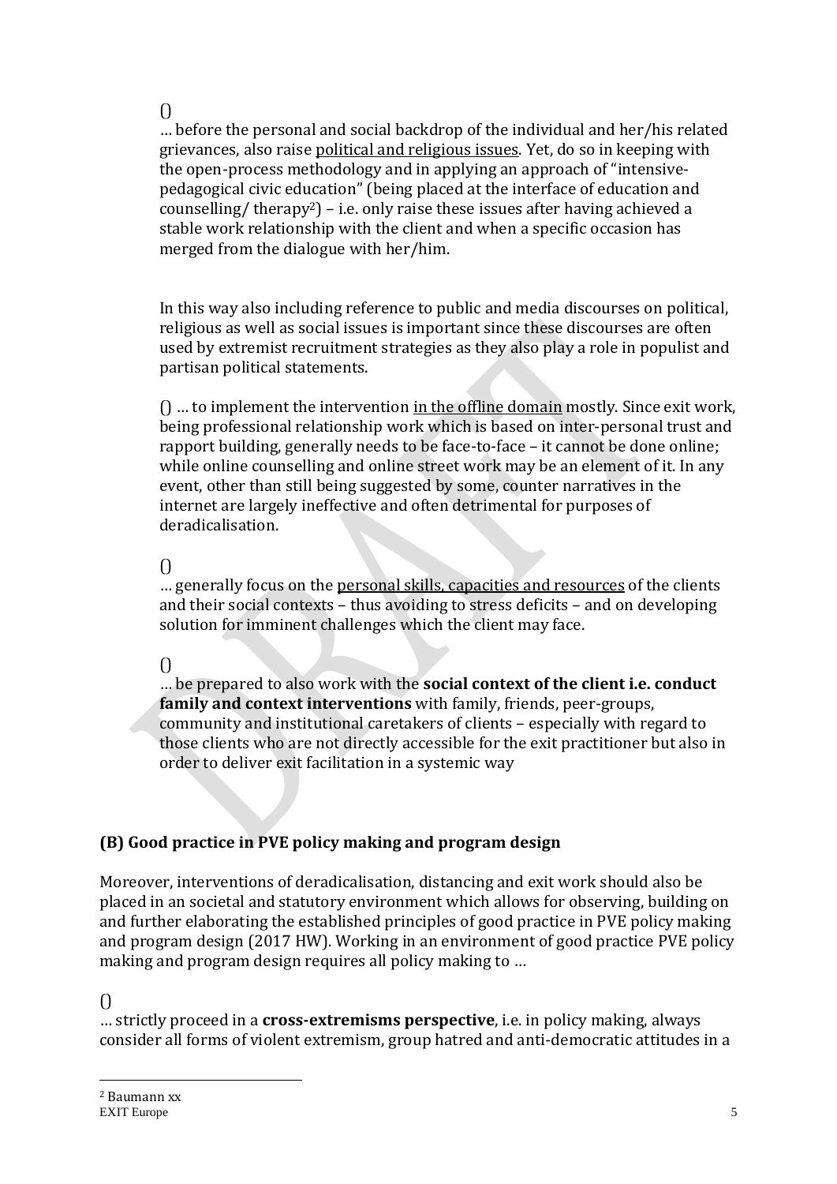()
… before the personal and social backdrop of the individual and her/his related grievances, also raise <u>political and religious issues</u>. Yet, do so in keeping with the open-process methodology and in applying an approach of "intensive-pedagogical civic education" (being placed at the interface of education and counselling/ therapy[2]) – i.e. only raise these issues after having achieved a stable work relationship with the client and when a specific occasion has merged from the dialogue with her/him.

In this way also including reference to public and media discourses on political, religious as well as social issues is important since these discourses are often used by extremist recruitment strategies as they also play a role in populist and partisan political statements.

() … to implement the intervention <u>in the offline domain</u> mostly. Since exit work, being professional relationship work which is based on inter-personal trust and rapport building, generally needs to be face-to-face – it cannot be done online; while online counselling and online street work may be an element of it. In any event, other than still being suggested by some, counter narratives in the internet are largely ineffective and often detrimental for purposes of deradicalisation.

()
… generally focus on the <u>personal skills, capacities and resources</u> of the clients and their social contexts – thus avoiding to stress deficits – and on developing solution for imminent challenges which the client may face.

()
… be prepared to also work with the **social context of the client i.e. conduct family and context interventions** with family, friends, peer-groups, community and institutional caretakers of clients – especially with regard to those clients who are not directly accessible for the exit practitioner but also in order to deliver exit facilitation in a systemic way

## (B) Good practice in PVE policy making and program design

Moreover, interventions of deradicalisation, distancing and exit work should also be placed in an societal and statutory environment which allows for observing, building on and further elaborating the established principles of good practice in PVE policy making and program design (2017 HW). Working in an environment of good practice PVE policy making and program design requires all policy making to …

()
… strictly proceed in a **cross-extremisms perspective**, i.e. in policy making, always consider all forms of violent extremism, group hatred and anti-democratic attitudes in a

[2] Baumann xx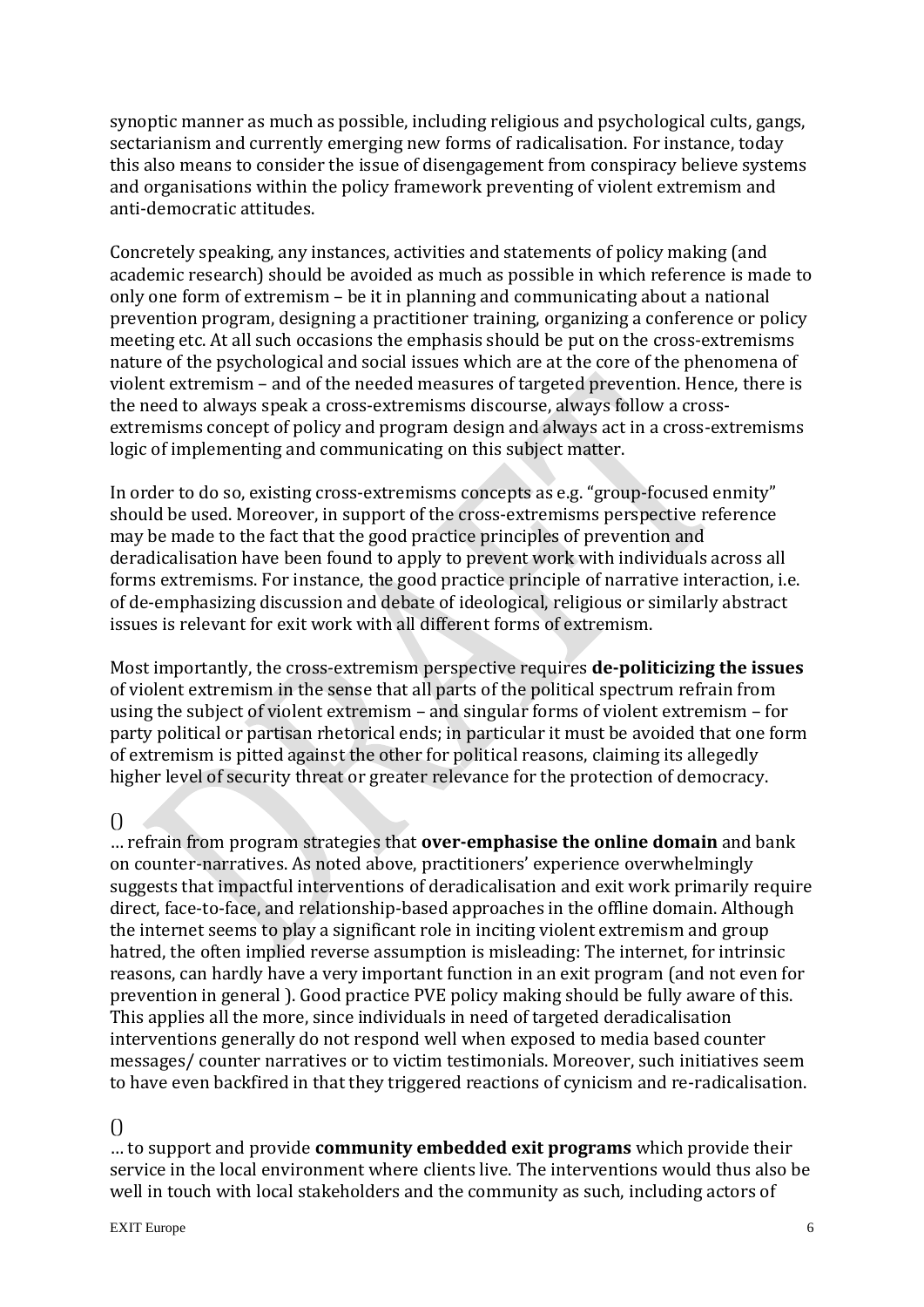synoptic manner as much as possible, including religious and psychological cults, gangs, sectarianism and currently emerging new forms of radicalisation. For instance, today this also means to consider the issue of disengagement from conspiracy believe systems and organisations within the policy framework preventing of violent extremism and anti-democratic attitudes.

Concretely speaking, any instances, activities and statements of policy making (and academic research) should be avoided as much as possible in which reference is made to only one form of extremism – be it in planning and communicating about a national prevention program, designing a practitioner training, organizing a conference or policy meeting etc. At all such occasions the emphasis should be put on the cross-extremisms nature of the psychological and social issues which are at the core of the phenomena of violent extremism – and of the needed measures of targeted prevention. Hence, there is the need to always speak a cross-extremisms discourse, always follow a cross-extremisms concept of policy and program design and always act in a cross-extremisms logic of implementing and communicating on this subject matter.

In order to do so, existing cross-extremisms concepts as e.g. "group-focused enmity" should be used. Moreover, in support of the cross-extremisms perspective reference may be made to the fact that the good practice principles of prevention and deradicalisation have been found to apply to prevent work with individuals across all forms extremisms. For instance, the good practice principle of narrative interaction, i.e. of de-emphasizing discussion and debate of ideological, religious or similarly abstract issues is relevant for exit work with all different forms of extremism.

Most importantly, the cross-extremism perspective requires **de-politicizing the issues** of violent extremism in the sense that all parts of the political spectrum refrain from using the subject of violent extremism – and singular forms of violent extremism – for party political or partisan rhetorical ends; in particular it must be avoided that one form of extremism is pitted against the other for political reasons, claiming its allegedly higher level of security threat or greater relevance for the protection of democracy.

()
… refrain from program strategies that **over-emphasise the online domain** and bank on counter-narratives. As noted above, practitioners' experience overwhelmingly suggests that impactful interventions of deradicalisation and exit work primarily require direct, face-to-face, and relationship-based approaches in the offline domain. Although the internet seems to play a significant role in inciting violent extremism and group hatred, the often implied reverse assumption is misleading: The internet, for intrinsic reasons, can hardly have a very important function in an exit program (and not even for prevention in general ). Good practice PVE policy making should be fully aware of this. This applies all the more, since individuals in need of targeted deradicalisation interventions generally do not respond well when exposed to media based counter messages/ counter narratives or to victim testimonials. Moreover, such initiatives seem to have even backfired in that they triggered reactions of cynicism and re-radicalisation.

()
… to support and provide **community embedded exit programs** which provide their service in the local environment where clients live. The interventions would thus also be well in touch with local stakeholders and the community as such, including actors of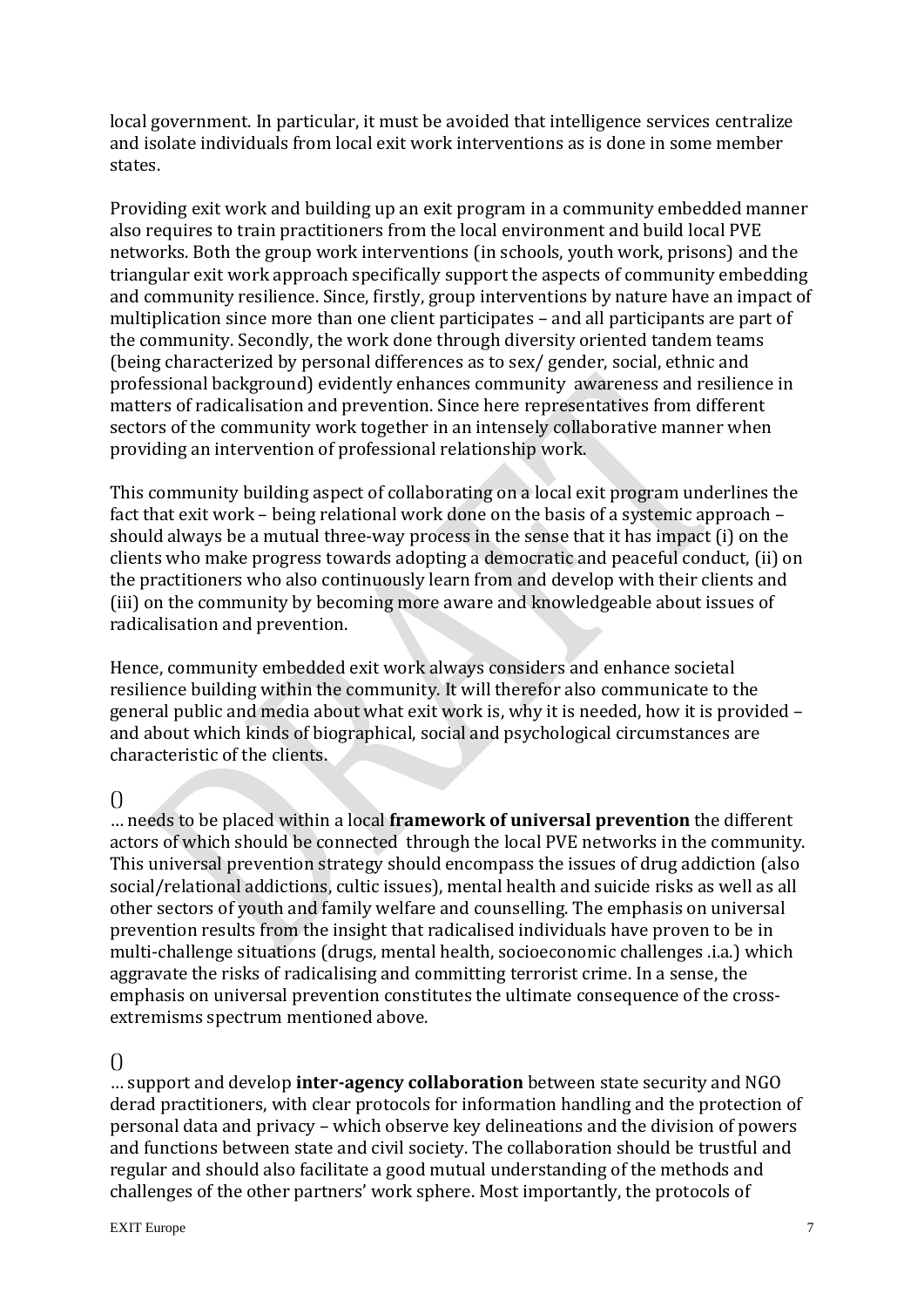local government. In particular, it must be avoided that intelligence services centralize and isolate individuals from local exit work interventions as is done in some member states.

Providing exit work and building up an exit program in a community embedded manner also requires to train practitioners from the local environment and build local PVE networks. Both the group work interventions (in schools, youth work, prisons) and the triangular exit work approach specifically support the aspects of community embedding and community resilience. Since, firstly, group interventions by nature have an impact of multiplication since more than one client participates – and all participants are part of the community. Secondly, the work done through diversity oriented tandem teams (being characterized by personal differences as to sex/ gender, social, ethnic and professional background) evidently enhances community awareness and resilience in matters of radicalisation and prevention. Since here representatives from different sectors of the community work together in an intensely collaborative manner when providing an intervention of professional relationship work.

This community building aspect of collaborating on a local exit program underlines the fact that exit work – being relational work done on the basis of a systemic approach – should always be a mutual three-way process in the sense that it has impact (i) on the clients who make progress towards adopting a democratic and peaceful conduct, (ii) on the practitioners who also continuously learn from and develop with their clients and (iii) on the community by becoming more aware and knowledgeable about issues of radicalisation and prevention.

Hence, community embedded exit work always considers and enhance societal resilience building within the community. It will therefor also communicate to the general public and media about what exit work is, why it is needed, how it is provided – and about which kinds of biographical, social and psychological circumstances are characteristic of the clients.

()

… needs to be placed within a local **framework of universal prevention** the different actors of which should be connected through the local PVE networks in the community. This universal prevention strategy should encompass the issues of drug addiction (also social/relational addictions, cultic issues), mental health and suicide risks as well as all other sectors of youth and family welfare and counselling. The emphasis on universal prevention results from the insight that radicalised individuals have proven to be in multi-challenge situations (drugs, mental health, socioeconomic challenges .i.a.) which aggravate the risks of radicalising and committing terrorist crime. In a sense, the emphasis on universal prevention constitutes the ultimate consequence of the cross-extremisms spectrum mentioned above.

()

… support and develop **inter-agency collaboration** between state security and NGO derad practitioners, with clear protocols for information handling and the protection of personal data and privacy – which observe key delineations and the division of powers and functions between state and civil society. The collaboration should be trustful and regular and should also facilitate a good mutual understanding of the methods and challenges of the other partners' work sphere. Most importantly, the protocols of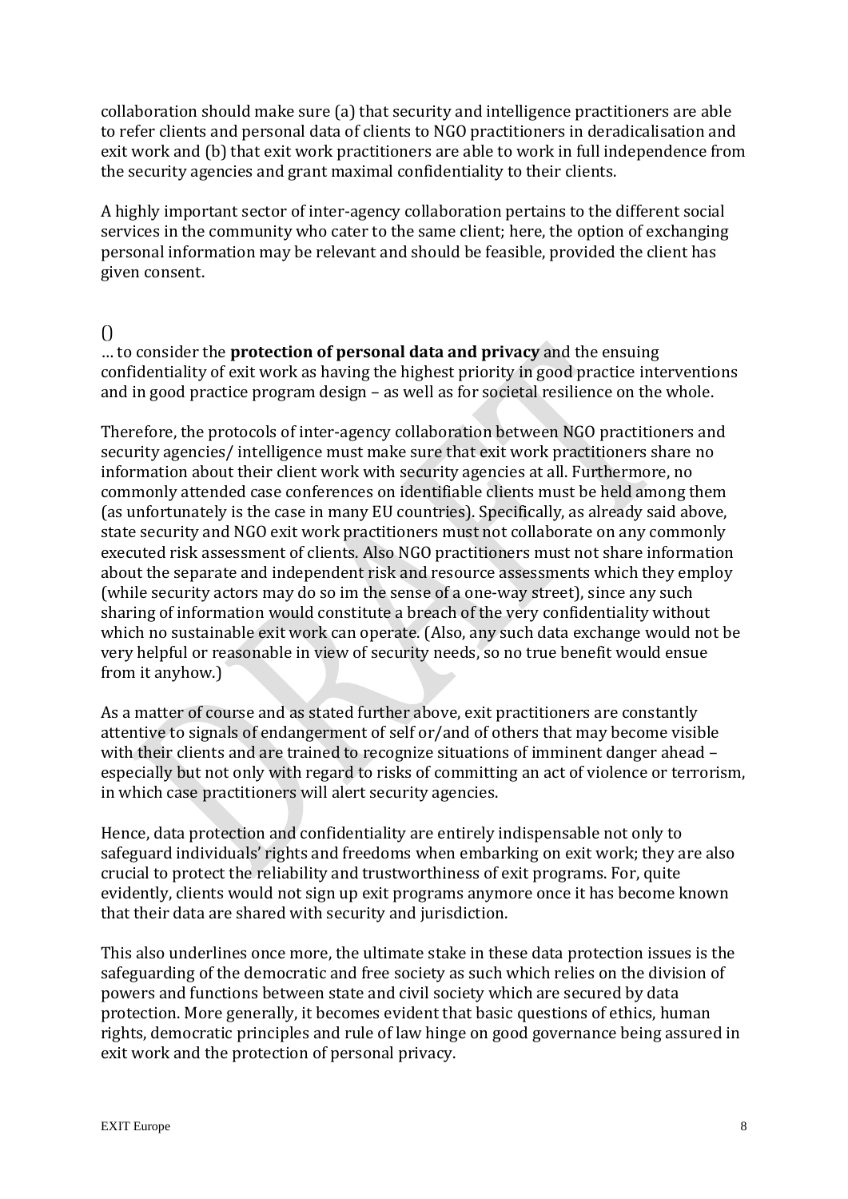collaboration should make sure (a) that security and intelligence practitioners are able to refer clients and personal data of clients to NGO practitioners in deradicalisation and exit work and (b) that exit work practitioners are able to work in full independence from the security agencies and grant maximal confidentiality to their clients.

A highly important sector of inter-agency collaboration pertains to the different social services in the community who cater to the same client; here, the option of exchanging personal information may be relevant and should be feasible, provided the client has given consent.

()

… to consider the **protection of personal data and privacy** and the ensuing confidentiality of exit work as having the highest priority in good practice interventions and in good practice program design – as well as for societal resilience on the whole.

Therefore, the protocols of inter-agency collaboration between NGO practitioners and security agencies/ intelligence must make sure that exit work practitioners share no information about their client work with security agencies at all. Furthermore, no commonly attended case conferences on identifiable clients must be held among them (as unfortunately is the case in many EU countries). Specifically, as already said above, state security and NGO exit work practitioners must not collaborate on any commonly executed risk assessment of clients. Also NGO practitioners must not share information about the separate and independent risk and resource assessments which they employ (while security actors may do so im the sense of a one-way street), since any such sharing of information would constitute a breach of the very confidentiality without which no sustainable exit work can operate. (Also, any such data exchange would not be very helpful or reasonable in view of security needs, so no true benefit would ensue from it anyhow.)

As a matter of course and as stated further above, exit practitioners are constantly attentive to signals of endangerment of self or/and of others that may become visible with their clients and are trained to recognize situations of imminent danger ahead – especially but not only with regard to risks of committing an act of violence or terrorism, in which case practitioners will alert security agencies.

Hence, data protection and confidentiality are entirely indispensable not only to safeguard individuals' rights and freedoms when embarking on exit work; they are also crucial to protect the reliability and trustworthiness of exit programs. For, quite evidently, clients would not sign up exit programs anymore once it has become known that their data are shared with security and jurisdiction.

This also underlines once more, the ultimate stake in these data protection issues is the safeguarding of the democratic and free society as such which relies on the division of powers and functions between state and civil society which are secured by data protection. More generally, it becomes evident that basic questions of ethics, human rights, democratic principles and rule of law hinge on good governance being assured in exit work and the protection of personal privacy.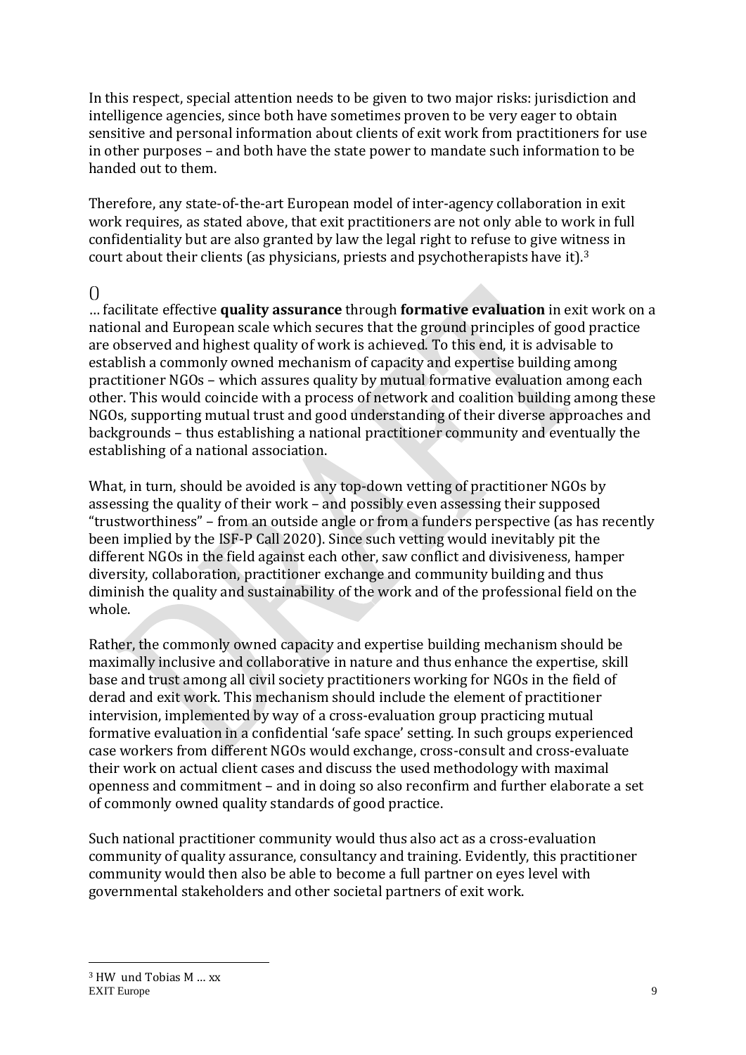In this respect, special attention needs to be given to two major risks: jurisdiction and intelligence agencies, since both have sometimes proven to be very eager to obtain sensitive and personal information about clients of exit work from practitioners for use in other purposes – and both have the state power to mandate such information to be handed out to them.

Therefore, any state-of-the-art European model of inter-agency collaboration in exit work requires, as stated above, that exit practitioners are not only able to work in full confidentiality but are also granted by law the legal right to refuse to give witness in court about their clients (as physicians, priests and psychotherapists have it).[3]

()

… facilitate effective **quality assurance** through **formative evaluation** in exit work on a national and European scale which secures that the ground principles of good practice are observed and highest quality of work is achieved. To this end, it is advisable to establish a commonly owned mechanism of capacity and expertise building among practitioner NGOs – which assures quality by mutual formative evaluation among each other. This would coincide with a process of network and coalition building among these NGOs, supporting mutual trust and good understanding of their diverse approaches and backgrounds – thus establishing a national practitioner community and eventually the establishing of a national association.

What, in turn, should be avoided is any top-down vetting of practitioner NGOs by assessing the quality of their work – and possibly even assessing their supposed "trustworthiness" – from an outside angle or from a funders perspective (as has recently been implied by the ISF-P Call 2020). Since such vetting would inevitably pit the different NGOs in the field against each other, saw conflict and divisiveness, hamper diversity, collaboration, practitioner exchange and community building and thus diminish the quality and sustainability of the work and of the professional field on the whole.

Rather, the commonly owned capacity and expertise building mechanism should be maximally inclusive and collaborative in nature and thus enhance the expertise, skill base and trust among all civil society practitioners working for NGOs in the field of derad and exit work. This mechanism should include the element of practitioner intervision, implemented by way of a cross-evaluation group practicing mutual formative evaluation in a confidential 'safe space' setting. In such groups experienced case workers from different NGOs would exchange, cross-consult and cross-evaluate their work on actual client cases and discuss the used methodology with maximal openness and commitment – and in doing so also reconfirm and further elaborate a set of commonly owned quality standards of good practice.

Such national practitioner community would thus also act as a cross-evaluation community of quality assurance, consultancy and training. Evidently, this practitioner community would then also be able to become a full partner on eyes level with governmental stakeholders and other societal partners of exit work.

[3] HW und Tobias M … xx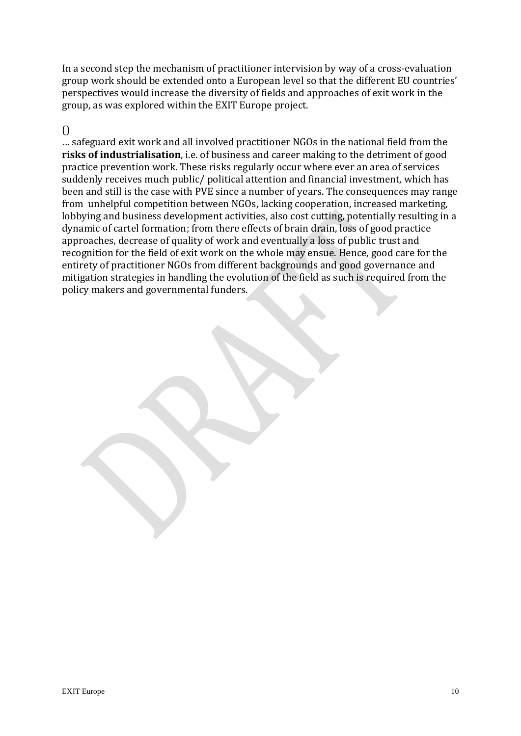In a second step the mechanism of practitioner intervision by way of a cross-evaluation group work should be extended onto a European level so that the different EU countries' perspectives would increase the diversity of fields and approaches of exit work in the group, as was explored within the EXIT Europe project.

()

… safeguard exit work and all involved practitioner NGOs in the national field from the **risks of industrialisation**, i.e. of business and career making to the detriment of good practice prevention work. These risks regularly occur where ever an area of services suddenly receives much public/ political attention and financial investment, which has been and still is the case with PVE since a number of years. The consequences may range from unhelpful competition between NGOs, lacking cooperation, increased marketing, lobbying and business development activities, also cost cutting, potentially resulting in a dynamic of cartel formation; from there effects of brain drain, loss of good practice approaches, decrease of quality of work and eventually a loss of public trust and recognition for the field of exit work on the whole may ensue. Hence, good care for the entirety of practitioner NGOs from different backgrounds and good governance and mitigation strategies in handling the evolution of the field as such is required from the policy makers and governmental funders.